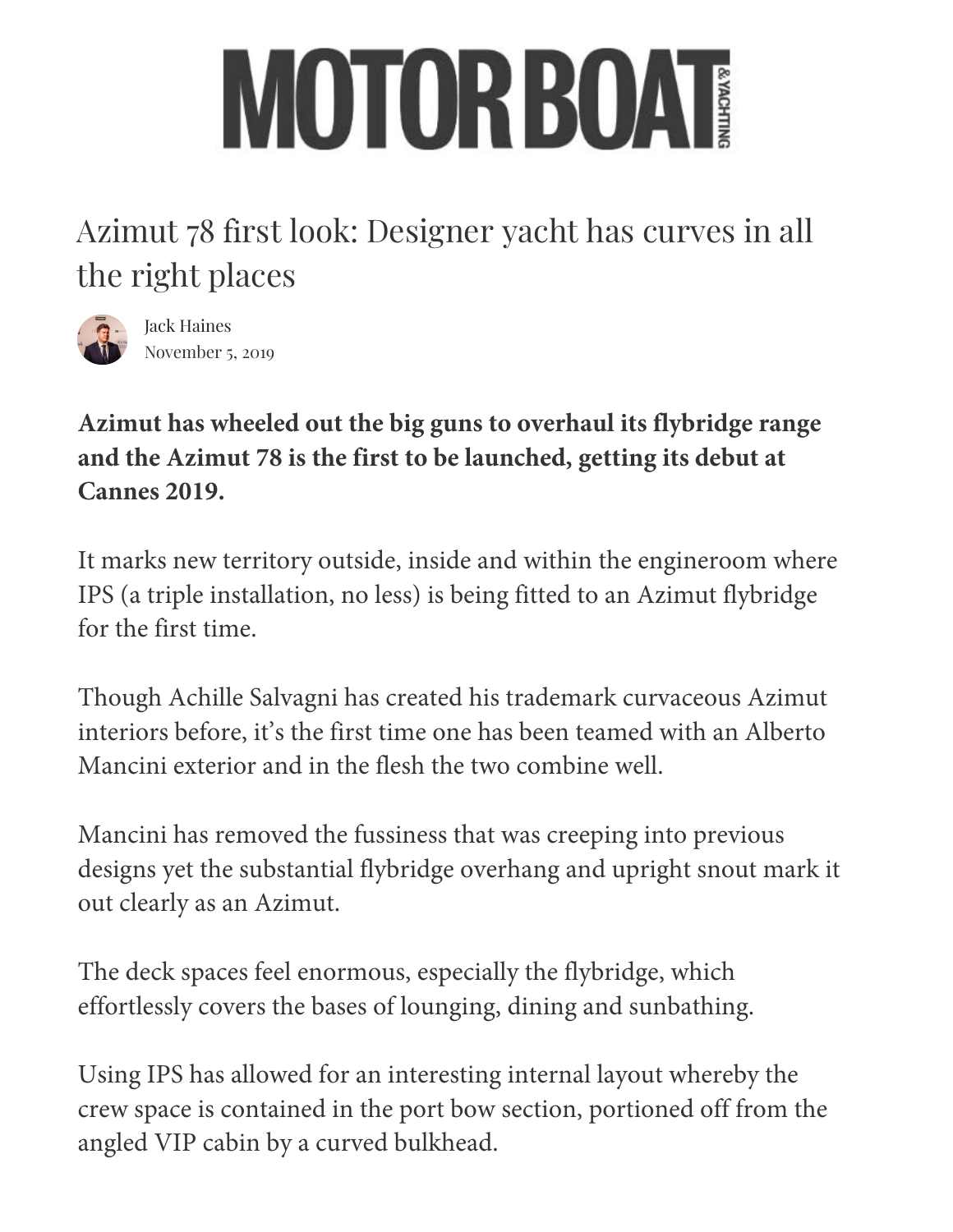# MOTOR BOAT & YACHTING

## Azimut 78 first look: Designer yacht has curves in all the right places

Jack Haines
November 5, 2019

**Azimut has wheeled out the big guns to overhaul its flybridge range and the Azimut 78 is the first to be launched, getting its debut at Cannes 2019.**

It marks new territory outside, inside and within the engineroom where IPS (a triple installation, no less) is being fitted to an Azimut flybridge for the first time.

Though Achille Salvagni has created his trademark curvaceous Azimut interiors before, it's the first time one has been teamed with an Alberto Mancini exterior and in the flesh the two combine well.

Mancini has removed the fussiness that was creeping into previous designs yet the substantial flybridge overhang and upright snout mark it out clearly as an Azimut.

The deck spaces feel enormous, especially the flybridge, which effortlessly covers the bases of lounging, dining and sunbathing.

Using IPS has allowed for an interesting internal layout whereby the crew space is contained in the port bow section, portioned off from the angled VIP cabin by a curved bulkhead.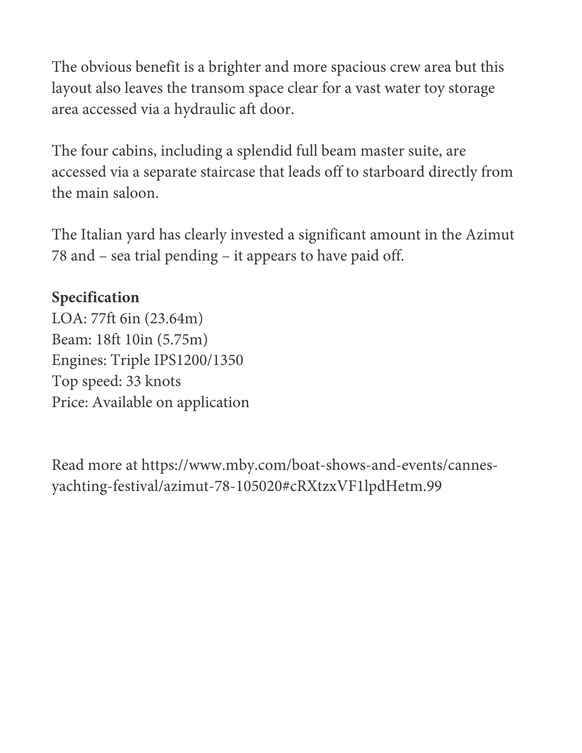The obvious benefit is a brighter and more spacious crew area but this layout also leaves the transom space clear for a vast water toy storage area accessed via a hydraulic aft door.

The four cabins, including a splendid full beam master suite, are accessed via a separate staircase that leads off to starboard directly from the main saloon.

The Italian yard has clearly invested a significant amount in the Azimut 78 and – sea trial pending – it appears to have paid off.

**Specification**
LOA: 77ft 6in (23.64m)
Beam: 18ft 10in (5.75m)
Engines: Triple IPS1200/1350
Top speed: 33 knots
Price: Available on application

Read more at https://www.mby.com/boat-shows-and-events/cannes-yachting-festival/azimut-78-105020#cRXtzxVF1lpdHetm.99